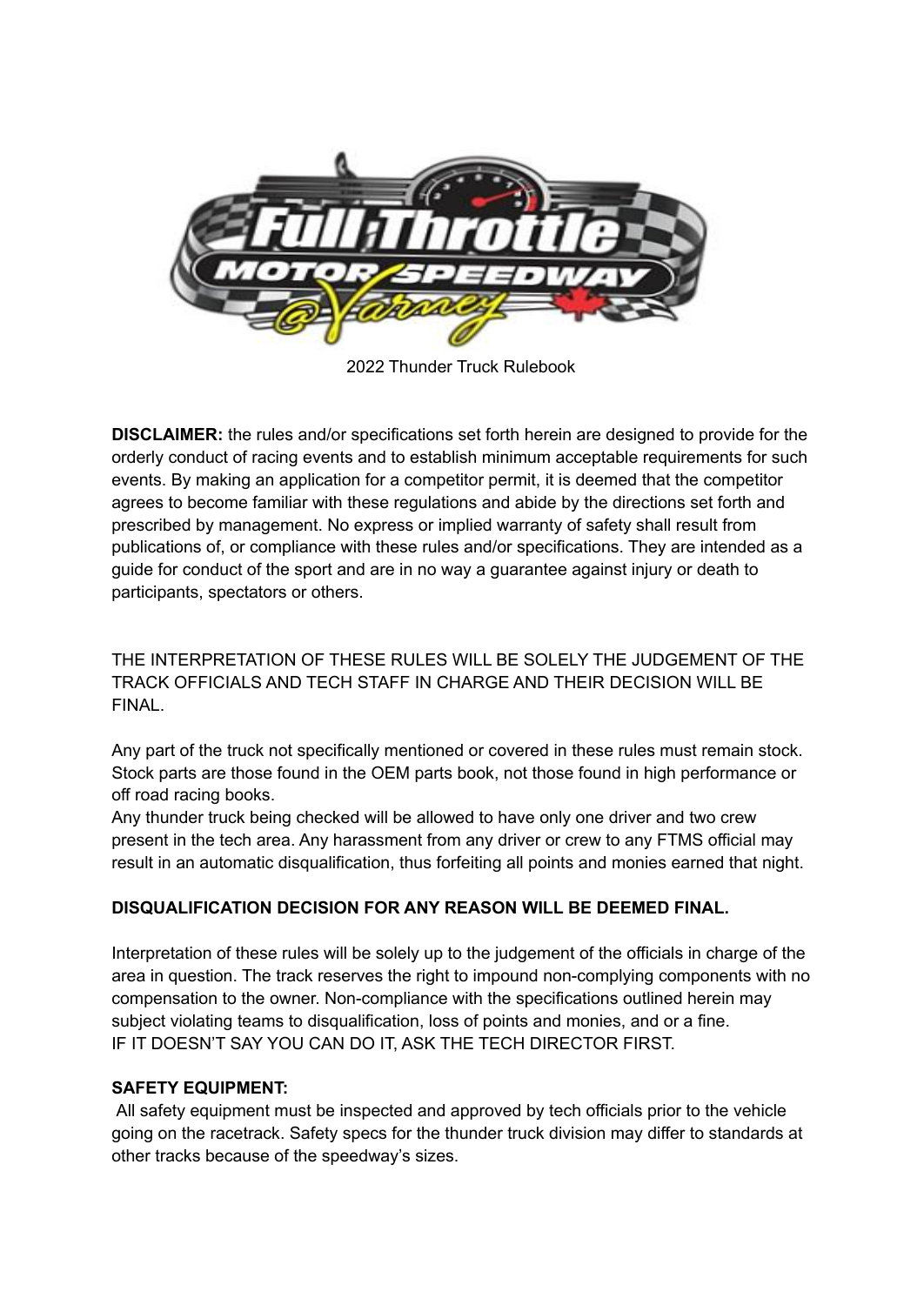2022 Thunder Truck Rulebook

**DISCLAIMER:** the rules and/or specifications set forth herein are designed to provide for the orderly conduct of racing events and to establish minimum acceptable requirements for such events. By making an application for a competitor permit, it is deemed that the competitor agrees to become familiar with these regulations and abide by the directions set forth and prescribed by management. No express or implied warranty of safety shall result from publications of, or compliance with these rules and/or specifications. They are intended as a guide for conduct of the sport and are in no way a guarantee against injury or death to participants, spectators or others.

THE INTERPRETATION OF THESE RULES WILL BE SOLELY THE JUDGEMENT OF THE TRACK OFFICIALS AND TECH STAFF IN CHARGE AND THEIR DECISION WILL BE FINAL.

Any part of the truck not specifically mentioned or covered in these rules must remain stock. Stock parts are those found in the OEM parts book, not those found in high performance or off road racing books.

Any thunder truck being checked will be allowed to have only one driver and two crew present in the tech area. Any harassment from any driver or crew to any FTMS official may result in an automatic disqualification, thus forfeiting all points and monies earned that night.

**DISQUALIFICATION DECISION FOR ANY REASON WILL BE DEEMED FINAL.**

Interpretation of these rules will be solely up to the judgement of the officials in charge of the area in question. The track reserves the right to impound non-complying components with no compensation to the owner. Non-compliance with the specifications outlined herein may subject violating teams to disqualification, loss of points and monies, and or a fine.

IF IT DOESN'T SAY YOU CAN DO IT, ASK THE TECH DIRECTOR FIRST.

**SAFETY EQUIPMENT:**

All safety equipment must be inspected and approved by tech officials prior to the vehicle going on the racetrack. Safety specs for the thunder truck division may differ to standards at other tracks because of the speedway's sizes.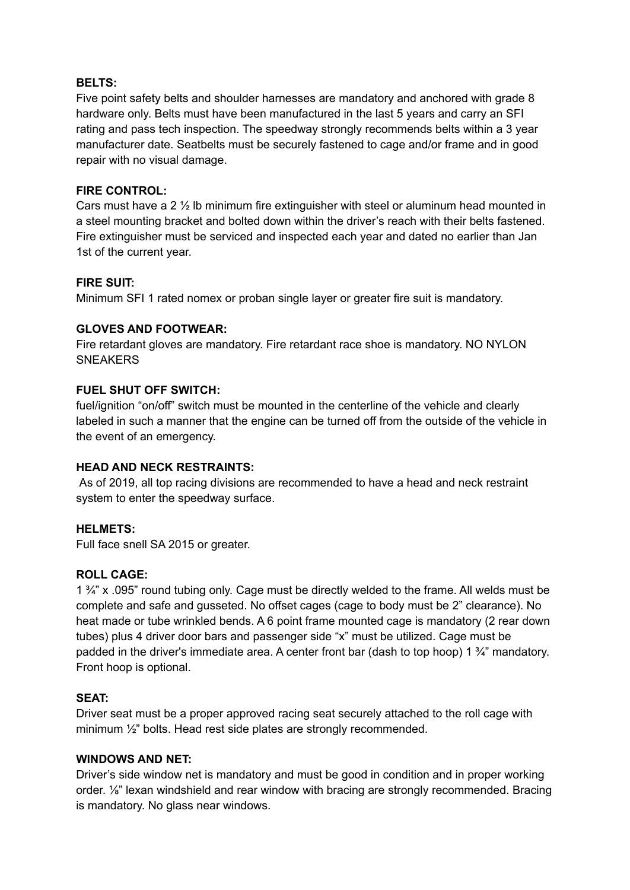**BELTS:**
Five point safety belts and shoulder harnesses are mandatory and anchored with grade 8 hardware only. Belts must have been manufactured in the last 5 years and carry an SFI rating and pass tech inspection. The speedway strongly recommends belts within a 3 year manufacturer date. Seatbelts must be securely fastened to cage and/or frame and in good repair with no visual damage.

**FIRE CONTROL:**
Cars must have a 2 ½ lb minimum fire extinguisher with steel or aluminum head mounted in a steel mounting bracket and bolted down within the driver's reach with their belts fastened. Fire extinguisher must be serviced and inspected each year and dated no earlier than Jan 1st of the current year.

**FIRE SUIT:**
Minimum SFI 1 rated nomex or proban single layer or greater fire suit is mandatory.

**GLOVES AND FOOTWEAR:**
Fire retardant gloves are mandatory. Fire retardant race shoe is mandatory. NO NYLON SNEAKERS

**FUEL SHUT OFF SWITCH:**
fuel/ignition "on/off" switch must be mounted in the centerline of the vehicle and clearly labeled in such a manner that the engine can be turned off from the outside of the vehicle in the event of an emergency.

**HEAD AND NECK RESTRAINTS:**
As of 2019, all top racing divisions are recommended to have a head and neck restraint system to enter the speedway surface.

**HELMETS:**
Full face snell SA 2015 or greater.

**ROLL CAGE:**
1 ¾" x .095" round tubing only. Cage must be directly welded to the frame. All welds must be complete and safe and gusseted. No offset cages (cage to body must be 2" clearance). No heat made or tube wrinkled bends. A 6 point frame mounted cage is mandatory (2 rear down tubes) plus 4 driver door bars and passenger side "x" must be utilized. Cage must be padded in the driver's immediate area. A center front bar (dash to top hoop) 1 ¾" mandatory. Front hoop is optional.

**SEAT:**
Driver seat must be a proper approved racing seat securely attached to the roll cage with minimum ½" bolts. Head rest side plates are strongly recommended.

**WINDOWS AND NET:**
Driver's side window net is mandatory and must be good in condition and in proper working order. ⅛" lexan windshield and rear window with bracing are strongly recommended. Bracing is mandatory. No glass near windows.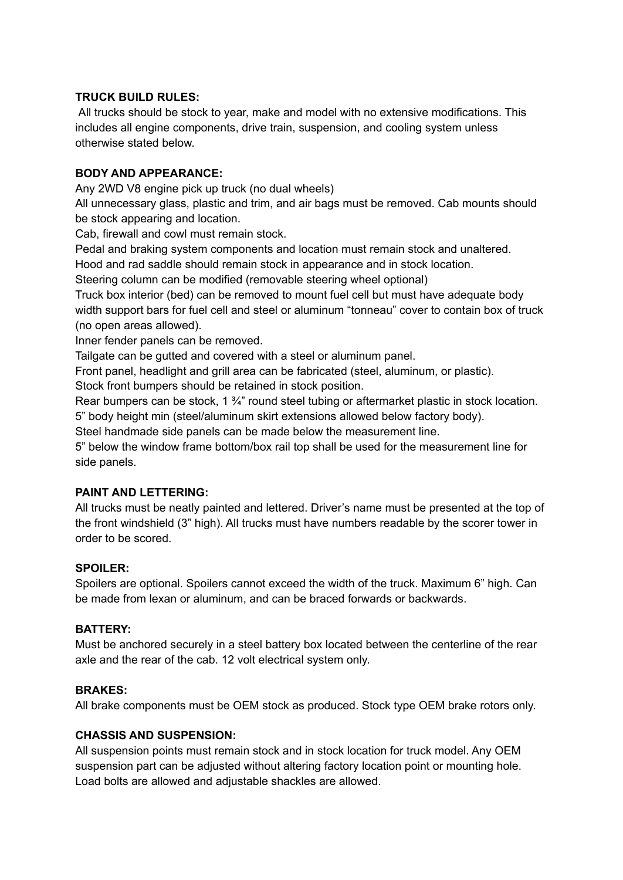**TRUCK BUILD RULES:**

All trucks should be stock to year, make and model with no extensive modifications. This includes all engine components, drive train, suspension, and cooling system unless otherwise stated below.

**BODY AND APPEARANCE:**

Any 2WD V8 engine pick up truck (no dual wheels)

All unnecessary glass, plastic and trim, and air bags must be removed. Cab mounts should be stock appearing and location.

Cab, firewall and cowl must remain stock.

Pedal and braking system components and location must remain stock and unaltered.

Hood and rad saddle should remain stock in appearance and in stock location.

Steering column can be modified (removable steering wheel optional)

Truck box interior (bed) can be removed to mount fuel cell but must have adequate body width support bars for fuel cell and steel or aluminum "tonneau" cover to contain box of truck (no open areas allowed).

Inner fender panels can be removed.

Tailgate can be gutted and covered with a steel or aluminum panel.

Front panel, headlight and grill area can be fabricated (steel, aluminum, or plastic).

Stock front bumpers should be retained in stock position.

Rear bumpers can be stock, 1 ¾" round steel tubing or aftermarket plastic in stock location.

5" body height min (steel/aluminum skirt extensions allowed below factory body).

Steel handmade side panels can be made below the measurement line.

5" below the window frame bottom/box rail top shall be used for the measurement line for side panels.

**PAINT AND LETTERING:**

All trucks must be neatly painted and lettered. Driver's name must be presented at the top of the front windshield (3" high). All trucks must have numbers readable by the scorer tower in order to be scored.

**SPOILER:**

Spoilers are optional. Spoilers cannot exceed the width of the truck. Maximum 6" high. Can be made from lexan or aluminum, and can be braced forwards or backwards.

**BATTERY:**

Must be anchored securely in a steel battery box located between the centerline of the rear axle and the rear of the cab. 12 volt electrical system only.

**BRAKES:**

All brake components must be OEM stock as produced. Stock type OEM brake rotors only.

**CHASSIS AND SUSPENSION:**

All suspension points must remain stock and in stock location for truck model. Any OEM suspension part can be adjusted without altering factory location point or mounting hole. Load bolts are allowed and adjustable shackles are allowed.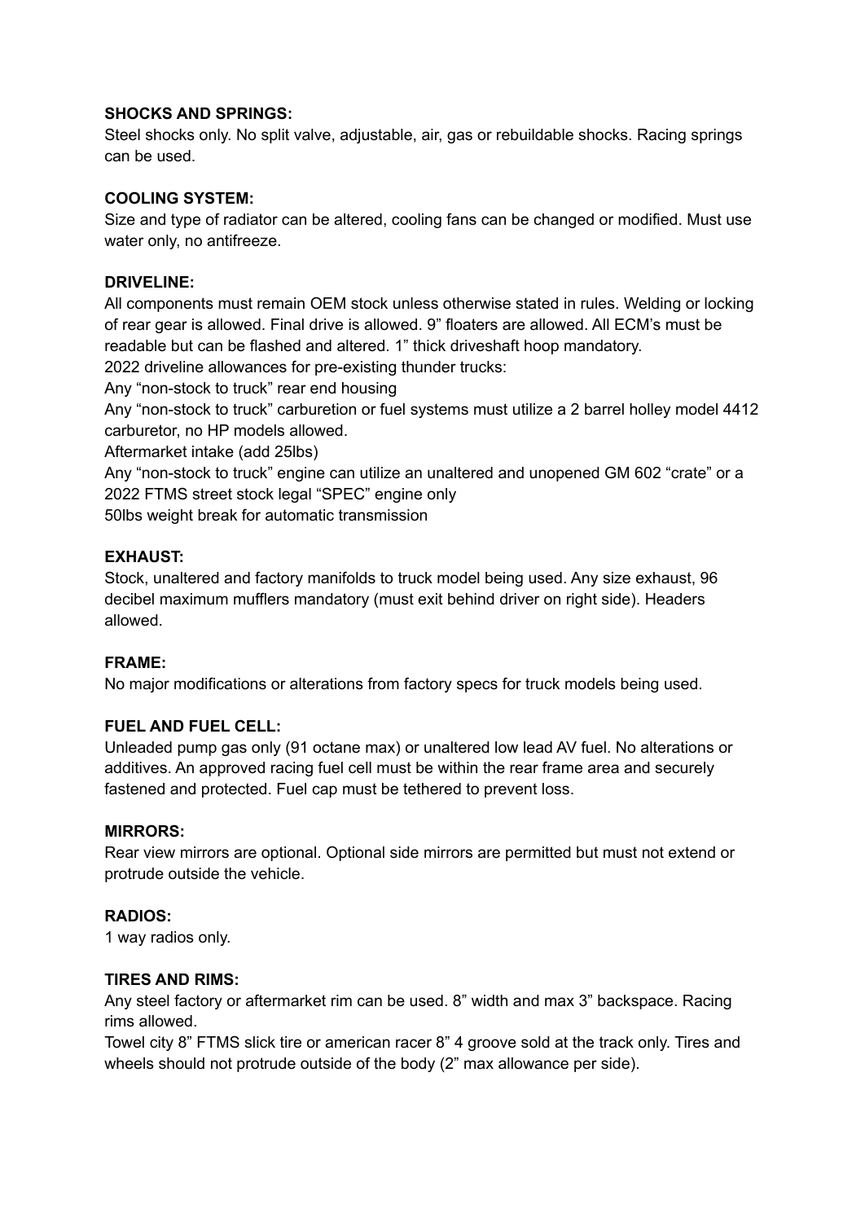**SHOCKS AND SPRINGS:**
Steel shocks only. No split valve, adjustable, air, gas or rebuildable shocks. Racing springs can be used.

**COOLING SYSTEM:**
Size and type of radiator can be altered, cooling fans can be changed or modified. Must use water only, no antifreeze.

**DRIVELINE:**
All components must remain OEM stock unless otherwise stated in rules. Welding or locking of rear gear is allowed. Final drive is allowed. 9" floaters are allowed. All ECM's must be readable but can be flashed and altered. 1" thick driveshaft hoop mandatory.
2022 driveline allowances for pre-existing thunder trucks:
Any "non-stock to truck" rear end housing
Any "non-stock to truck" carburetion or fuel systems must utilize a 2 barrel holley model 4412 carburetor, no HP models allowed.
Aftermarket intake (add 25lbs)
Any "non-stock to truck" engine can utilize an unaltered and unopened GM 602 "crate" or a 2022 FTMS street stock legal "SPEC" engine only
50lbs weight break for automatic transmission

**EXHAUST:**
Stock, unaltered and factory manifolds to truck model being used. Any size exhaust, 96 decibel maximum mufflers mandatory (must exit behind driver on right side). Headers allowed.

**FRAME:**
No major modifications or alterations from factory specs for truck models being used.

**FUEL AND FUEL CELL:**
Unleaded pump gas only (91 octane max) or unaltered low lead AV fuel. No alterations or additives. An approved racing fuel cell must be within the rear frame area and securely fastened and protected. Fuel cap must be tethered to prevent loss.

**MIRRORS:**
Rear view mirrors are optional. Optional side mirrors are permitted but must not extend or protrude outside the vehicle.

**RADIOS:**
1 way radios only.

**TIRES AND RIMS:**
Any steel factory or aftermarket rim can be used. 8" width and max 3" backspace. Racing rims allowed.
Towel city 8" FTMS slick tire or american racer 8" 4 groove sold at the track only. Tires and wheels should not protrude outside of the body (2" max allowance per side).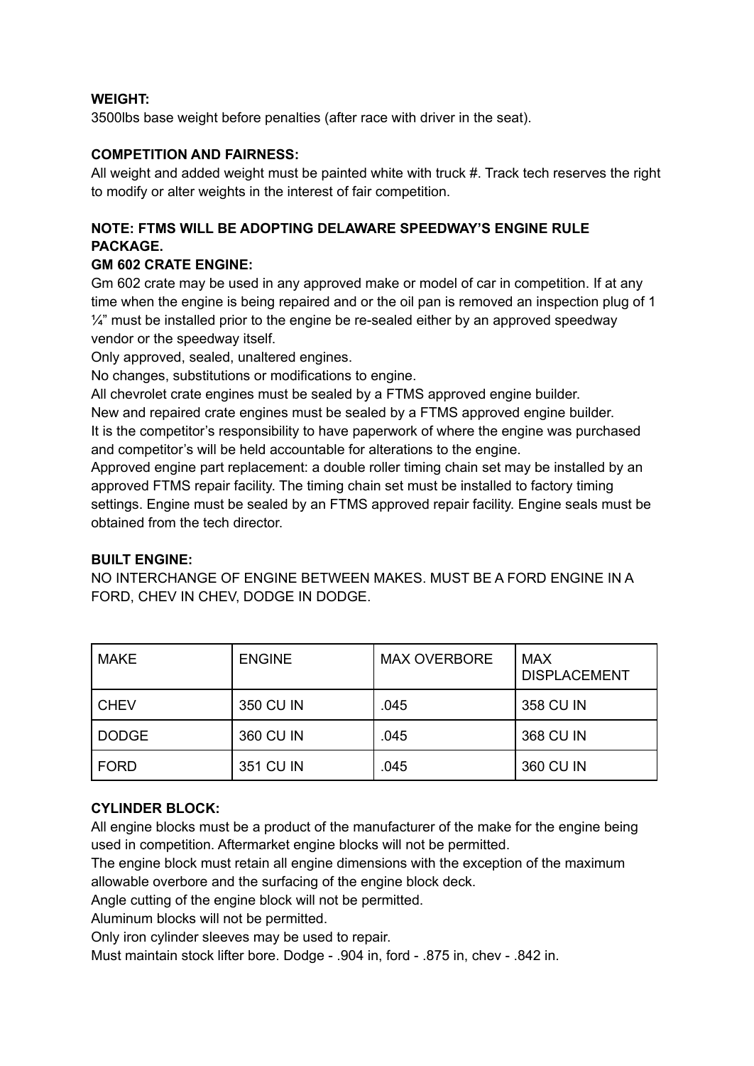**WEIGHT:**

3500lbs base weight before penalties (after race with driver in the seat).

**COMPETITION AND FAIRNESS:**

All weight and added weight must be painted white with truck #. Track tech reserves the right to modify or alter weights in the interest of fair competition.

**NOTE: FTMS WILL BE ADOPTING DELAWARE SPEEDWAY'S ENGINE RULE PACKAGE.**

**GM 602 CRATE ENGINE:**

Gm 602 crate may be used in any approved make or model of car in competition. If at any time when the engine is being repaired and or the oil pan is removed an inspection plug of 1 ¼" must be installed prior to the engine be re-sealed either by an approved speedway vendor or the speedway itself.

Only approved, sealed, unaltered engines.

No changes, substitutions or modifications to engine.

All chevrolet crate engines must be sealed by a FTMS approved engine builder.

New and repaired crate engines must be sealed by a FTMS approved engine builder.

It is the competitor's responsibility to have paperwork of where the engine was purchased and competitor's will be held accountable for alterations to the engine.

Approved engine part replacement: a double roller timing chain set may be installed by an approved FTMS repair facility. The timing chain set must be installed to factory timing settings. Engine must be sealed by an FTMS approved repair facility. Engine seals must be obtained from the tech director.

**BUILT ENGINE:**

NO INTERCHANGE OF ENGINE BETWEEN MAKES. MUST BE A FORD ENGINE IN A FORD, CHEV IN CHEV, DODGE IN DODGE.

| MAKE | ENGINE | MAX OVERBORE | MAX DISPLACEMENT |
|---|---|---|---|
| CHEV | 350 CU IN | .045 | 358 CU IN |
| DODGE | 360 CU IN | .045 | 368 CU IN |
| FORD | 351 CU IN | .045 | 360 CU IN |

**CYLINDER BLOCK:**

All engine blocks must be a product of the manufacturer of the make for the engine being used in competition. Aftermarket engine blocks will not be permitted.

The engine block must retain all engine dimensions with the exception of the maximum allowable overbore and the surfacing of the engine block deck.

Angle cutting of the engine block will not be permitted.

Aluminum blocks will not be permitted.

Only iron cylinder sleeves may be used to repair.

Must maintain stock lifter bore. Dodge - .904 in, ford - .875 in, chev - .842 in.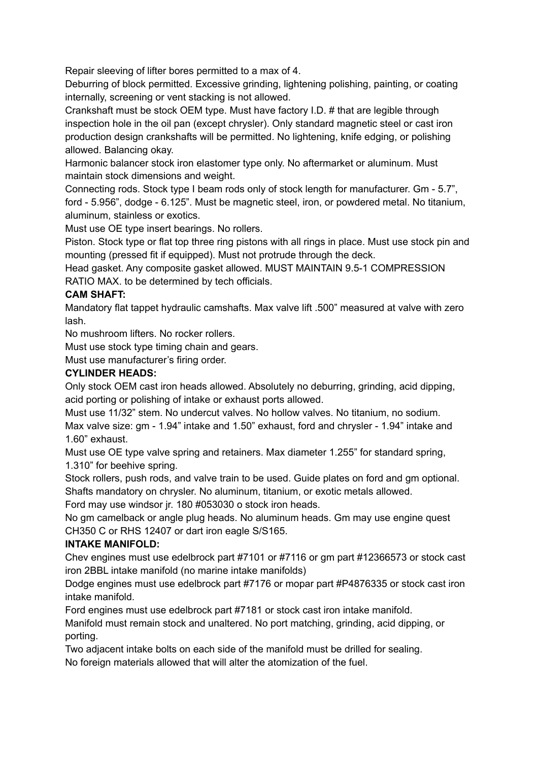Repair sleeving of lifter bores permitted to a max of 4.

Deburring of block permitted. Excessive grinding, lightening polishing, painting, or coating internally, screening or vent stacking is not allowed.

Crankshaft must be stock OEM type. Must have factory I.D. # that are legible through inspection hole in the oil pan (except chrysler). Only standard magnetic steel or cast iron production design crankshafts will be permitted. No lightening, knife edging, or polishing allowed. Balancing okay.

Harmonic balancer stock iron elastomer type only. No aftermarket or aluminum. Must maintain stock dimensions and weight.

Connecting rods. Stock type I beam rods only of stock length for manufacturer. Gm - 5.7”, ford - 5.956”, dodge - 6.125”. Must be magnetic steel, iron, or powdered metal. No titanium, aluminum, stainless or exotics.

Must use OE type insert bearings. No rollers.

Piston. Stock type or flat top three ring pistons with all rings in place. Must use stock pin and mounting (pressed fit if equipped). Must not protrude through the deck.

Head gasket. Any composite gasket allowed. MUST MAINTAIN 9.5-1 COMPRESSION RATIO MAX. to be determined by tech officials.

**CAM SHAFT:**

Mandatory flat tappet hydraulic camshafts. Max valve lift .500” measured at valve with zero lash.

No mushroom lifters. No rocker rollers.

Must use stock type timing chain and gears.

Must use manufacturer’s firing order.

**CYLINDER HEADS:**

Only stock OEM cast iron heads allowed. Absolutely no deburring, grinding, acid dipping, acid porting or polishing of intake or exhaust ports allowed.

Must use 11/32” stem. No undercut valves. No hollow valves. No titanium, no sodium.

Max valve size: gm - 1.94” intake and 1.50” exhaust, ford and chrysler - 1.94” intake and 1.60” exhaust.

Must use OE type valve spring and retainers. Max diameter 1.255” for standard spring, 1.310” for beehive spring.

Stock rollers, push rods, and valve train to be used. Guide plates on ford and gm optional. Shafts mandatory on chrysler. No aluminum, titanium, or exotic metals allowed.

Ford may use windsor jr. 180 #053030 o stock iron heads.

No gm camelback or angle plug heads. No aluminum heads. Gm may use engine quest CH350 C or RHS 12407 or dart iron eagle S/S165.

**INTAKE MANIFOLD:**

Chev engines must use edelbrock part #7101 or #7116 or gm part #12366573 or stock cast iron 2BBL intake manifold (no marine intake manifolds)

Dodge engines must use edelbrock part #7176 or mopar part #P4876335 or stock cast iron intake manifold.

Ford engines must use edelbrock part #7181 or stock cast iron intake manifold.

Manifold must remain stock and unaltered. No port matching, grinding, acid dipping, or porting.

Two adjacent intake bolts on each side of the manifold must be drilled for sealing.

No foreign materials allowed that will alter the atomization of the fuel.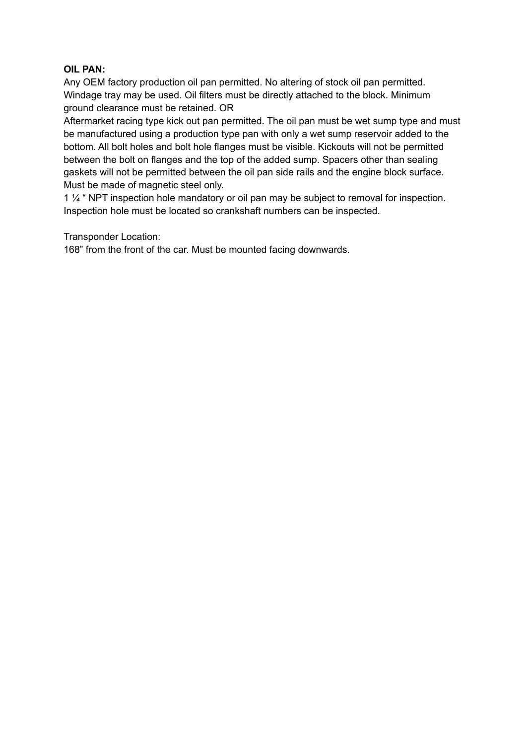**OIL PAN:**
Any OEM factory production oil pan permitted. No altering of stock oil pan permitted. Windage tray may be used. Oil filters must be directly attached to the block. Minimum ground clearance must be retained. OR
Aftermarket racing type kick out pan permitted. The oil pan must be wet sump type and must be manufactured using a production type pan with only a wet sump reservoir added to the bottom. All bolt holes and bolt hole flanges must be visible. Kickouts will not be permitted between the bolt on flanges and the top of the added sump. Spacers other than sealing gaskets will not be permitted between the oil pan side rails and the engine block surface. Must be made of magnetic steel only.
1 ¼ " NPT inspection hole mandatory or oil pan may be subject to removal for inspection. Inspection hole must be located so crankshaft numbers can be inspected.

Transponder Location:
168" from the front of the car. Must be mounted facing downwards.